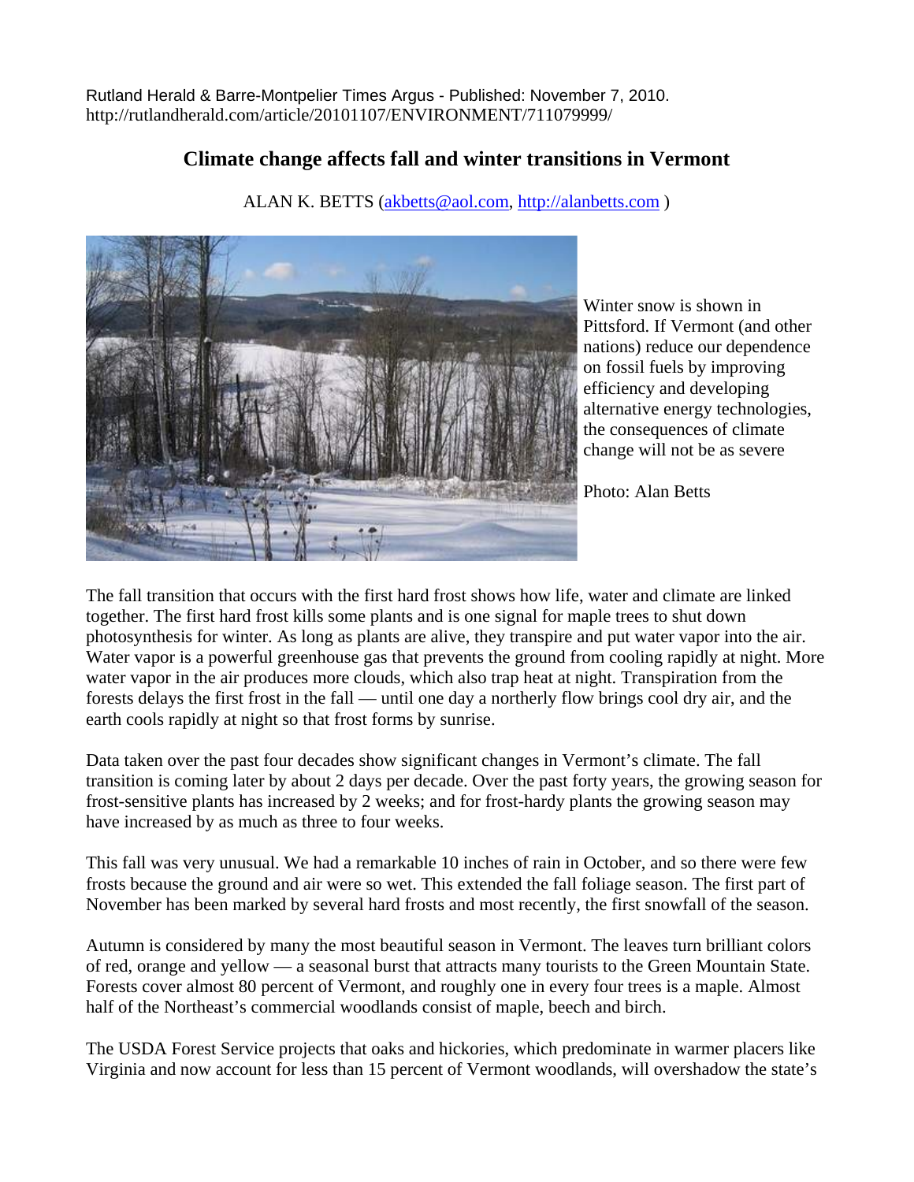Rutland Herald & Barre-Montpelier Times Argus - Published: November 7, 2010.
http://rutlandherald.com/article/20101107/ENVIRONMENT/711079999/

# Climate change affects fall and winter transitions in Vermont

ALAN K. BETTS (akbetts@aol.com, http://alanbetts.com )

Winter snow is shown in Pittsford. If Vermont (and other nations) reduce our dependence on fossil fuels by improving efficiency and developing alternative energy technologies, the consequences of climate change will not be as severe

Photo: Alan Betts

The fall transition that occurs with the first hard frost shows how life, water and climate are linked together. The first hard frost kills some plants and is one signal for maple trees to shut down photosynthesis for winter. As long as plants are alive, they transpire and put water vapor into the air. Water vapor is a powerful greenhouse gas that prevents the ground from cooling rapidly at night. More water vapor in the air produces more clouds, which also trap heat at night. Transpiration from the forests delays the first frost in the fall — until one day a northerly flow brings cool dry air, and the earth cools rapidly at night so that frost forms by sunrise.

Data taken over the past four decades show significant changes in Vermont's climate. The fall transition is coming later by about 2 days per decade. Over the past forty years, the growing season for frost-sensitive plants has increased by 2 weeks; and for frost-hardy plants the growing season may have increased by as much as three to four weeks.

This fall was very unusual. We had a remarkable 10 inches of rain in October, and so there were few frosts because the ground and air were so wet. This extended the fall foliage season. The first part of November has been marked by several hard frosts and most recently, the first snowfall of the season.

Autumn is considered by many the most beautiful season in Vermont. The leaves turn brilliant colors of red, orange and yellow — a seasonal burst that attracts many tourists to the Green Mountain State. Forests cover almost 80 percent of Vermont, and roughly one in every four trees is a maple. Almost half of the Northeast's commercial woodlands consist of maple, beech and birch.

The USDA Forest Service projects that oaks and hickories, which predominate in warmer placers like Virginia and now account for less than 15 percent of Vermont woodlands, will overshadow the state's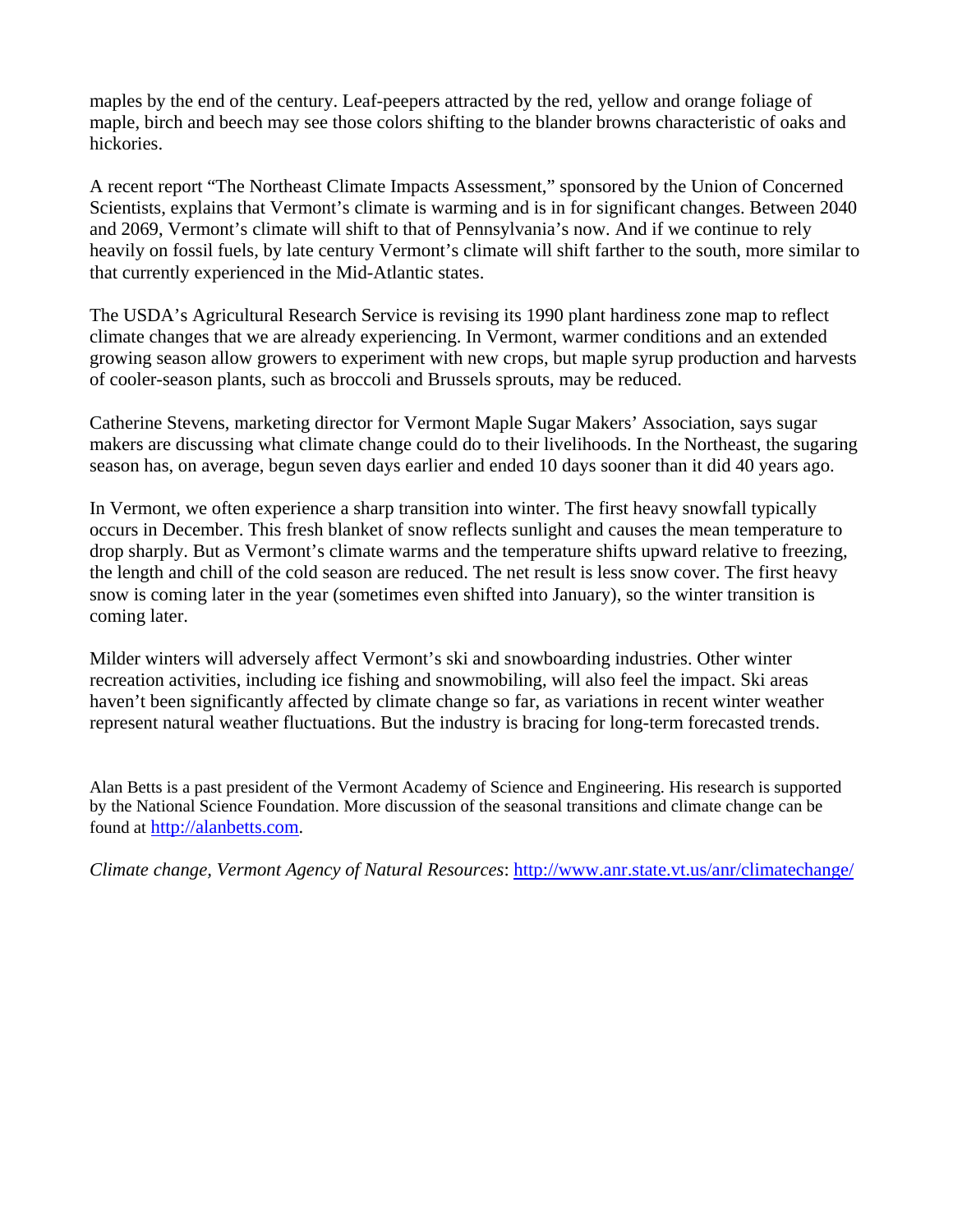maples by the end of the century. Leaf-peepers attracted by the red, yellow and orange foliage of maple, birch and beech may see those colors shifting to the blander browns characteristic of oaks and hickories.

A recent report "The Northeast Climate Impacts Assessment," sponsored by the Union of Concerned Scientists, explains that Vermont's climate is warming and is in for significant changes. Between 2040 and 2069, Vermont's climate will shift to that of Pennsylvania's now. And if we continue to rely heavily on fossil fuels, by late century Vermont's climate will shift farther to the south, more similar to that currently experienced in the Mid-Atlantic states.

The USDA's Agricultural Research Service is revising its 1990 plant hardiness zone map to reflect climate changes that we are already experiencing. In Vermont, warmer conditions and an extended growing season allow growers to experiment with new crops, but maple syrup production and harvests of cooler-season plants, such as broccoli and Brussels sprouts, may be reduced.

Catherine Stevens, marketing director for Vermont Maple Sugar Makers' Association, says sugar makers are discussing what climate change could do to their livelihoods. In the Northeast, the sugaring season has, on average, begun seven days earlier and ended 10 days sooner than it did 40 years ago.

In Vermont, we often experience a sharp transition into winter. The first heavy snowfall typically occurs in December. This fresh blanket of snow reflects sunlight and causes the mean temperature to drop sharply. But as Vermont's climate warms and the temperature shifts upward relative to freezing, the length and chill of the cold season are reduced. The net result is less snow cover. The first heavy snow is coming later in the year (sometimes even shifted into January), so the winter transition is coming later.

Milder winters will adversely affect Vermont's ski and snowboarding industries. Other winter recreation activities, including ice fishing and snowmobiling, will also feel the impact. Ski areas haven't been significantly affected by climate change so far, as variations in recent winter weather represent natural weather fluctuations. But the industry is bracing for long-term forecasted trends.

Alan Betts is a past president of the Vermont Academy of Science and Engineering. His research is supported by the National Science Foundation. More discussion of the seasonal transitions and climate change can be found at http://alanbetts.com.

*Climate change, Vermont Agency of Natural Resources*: http://www.anr.state.vt.us/anr/climatechange/